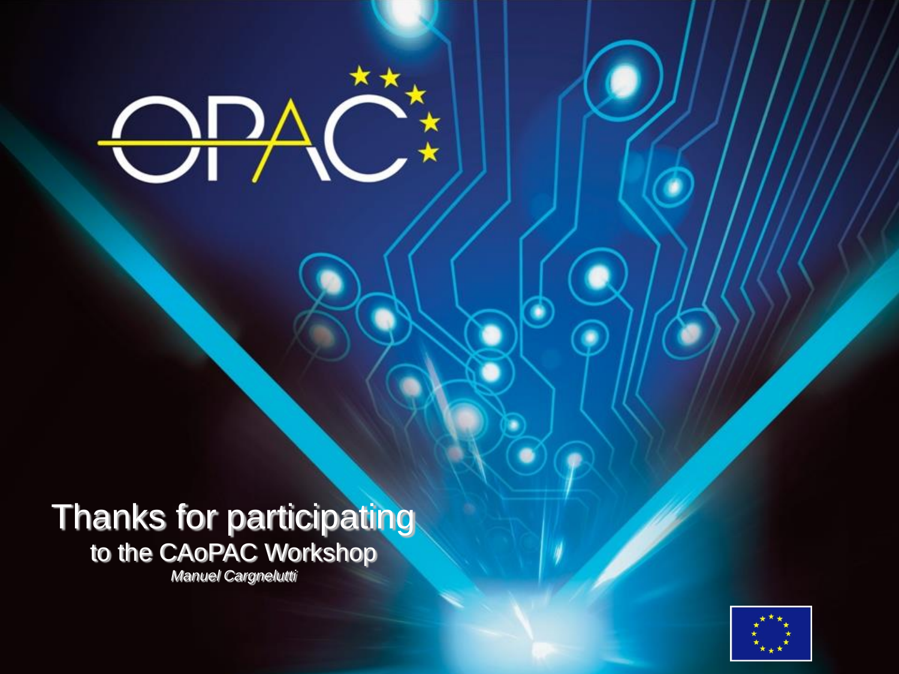OPAC

# Thanks for participating

## to the CAoPAC Workshop

*Manuel Cargnelutti*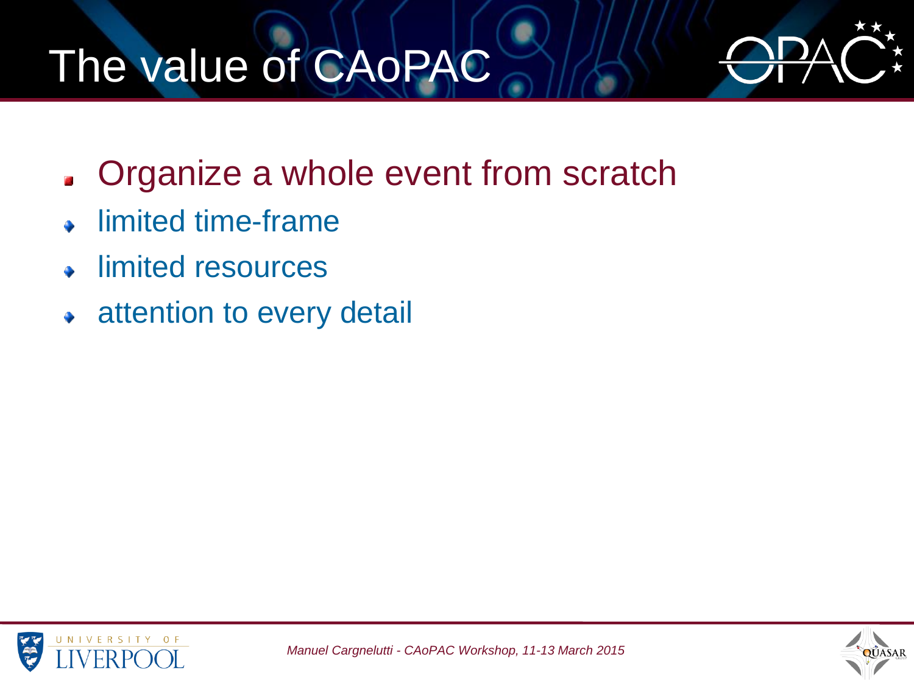# The value of CAoPAC

- Organize a whole event from scratch
  - limited time-frame
  - limited resources
  - attention to every detail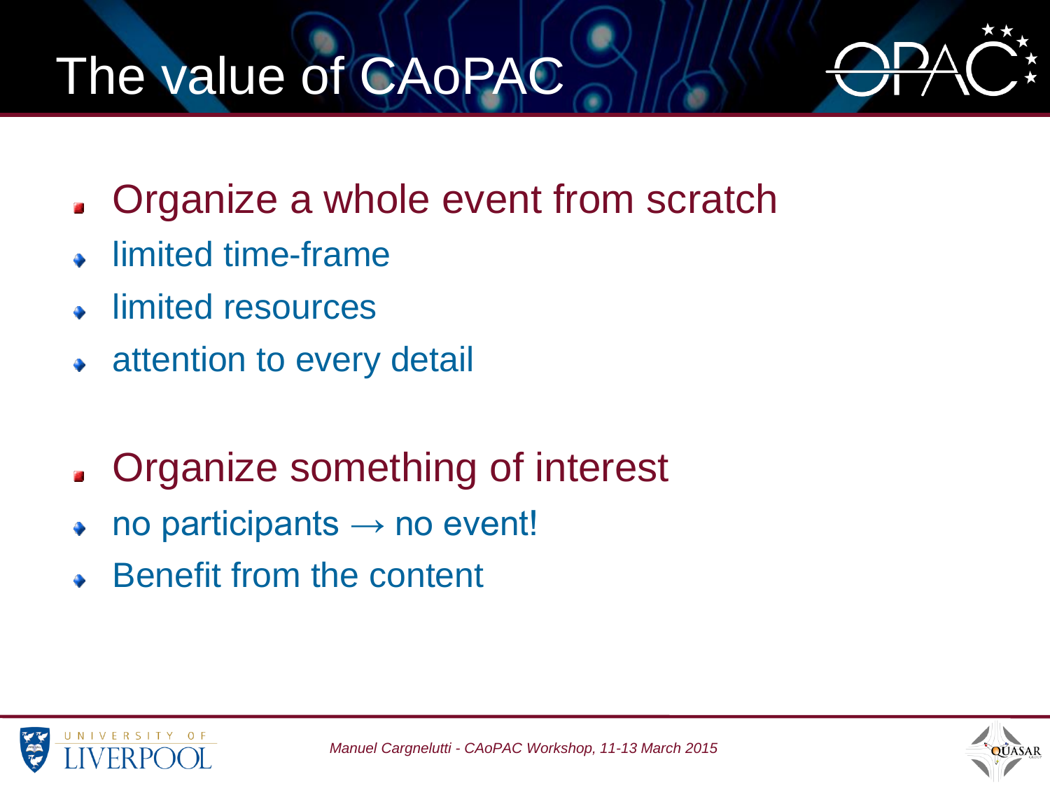# The value of CAoPAC

- Organize a whole event from scratch
  - limited time-frame
  - limited resources
  - attention to every detail

- Organize something of interest
  - no participants → no event!
  - Benefit from the content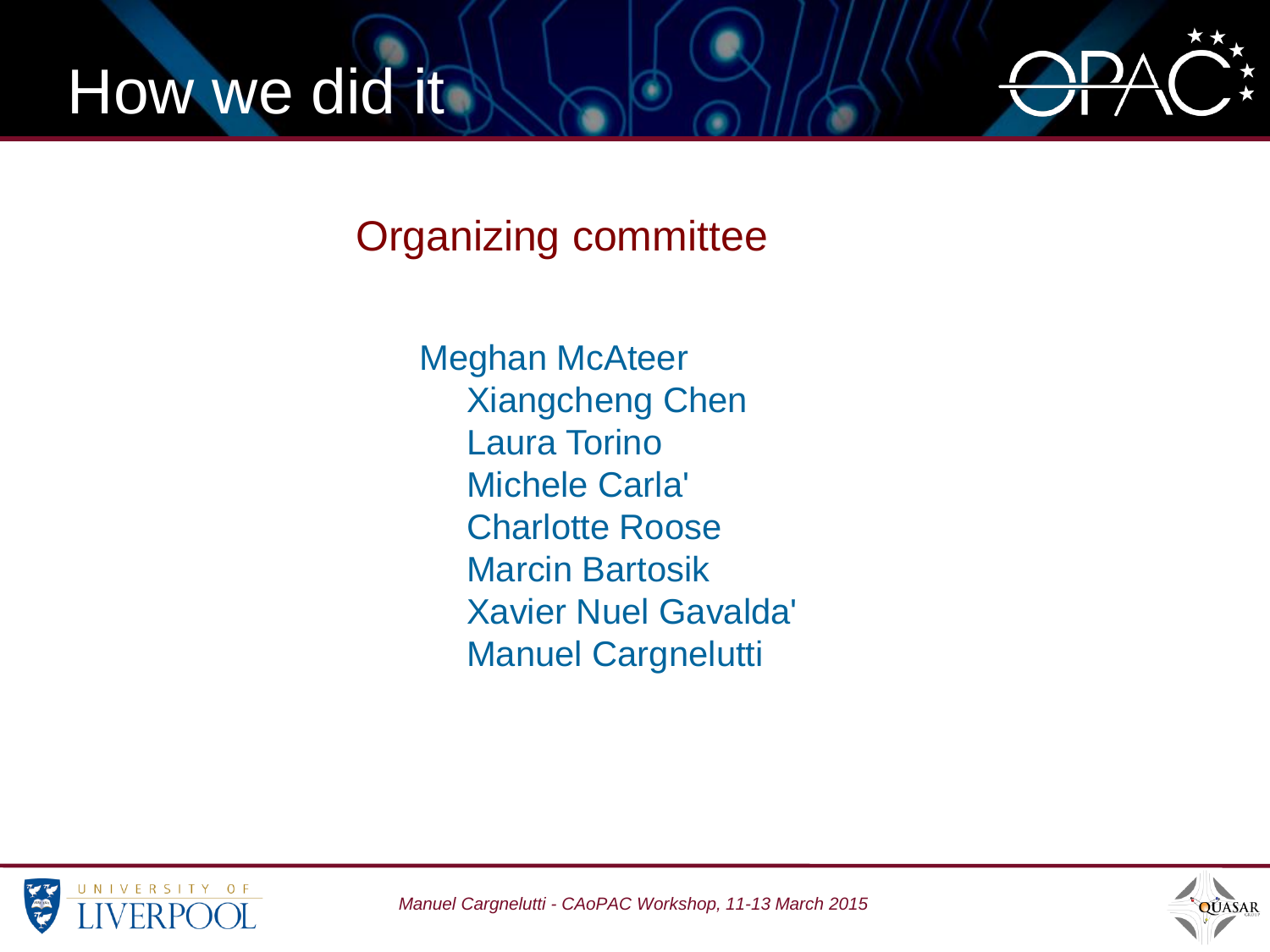# How we did it

## Organizing committee

Meghan McAteer
Xiangcheng Chen
Laura Torino
Michele Carla'
Charlotte Roose
Marcin Bartosik
Xavier Nuel Gavalda'
Manuel Cargnelutti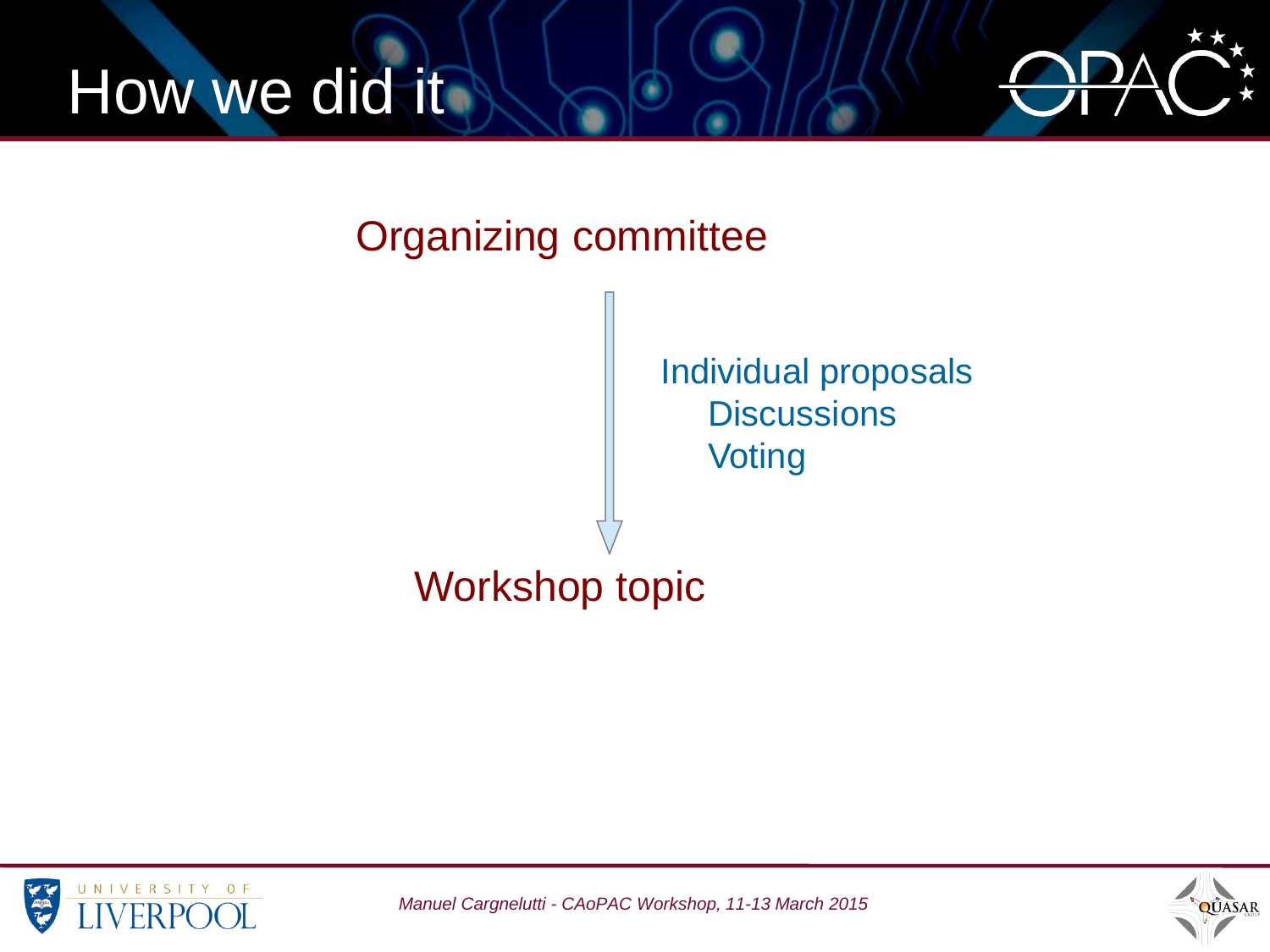# How we did it

Organizing committee

↓

Individual proposals
Discussions
Voting

Workshop topic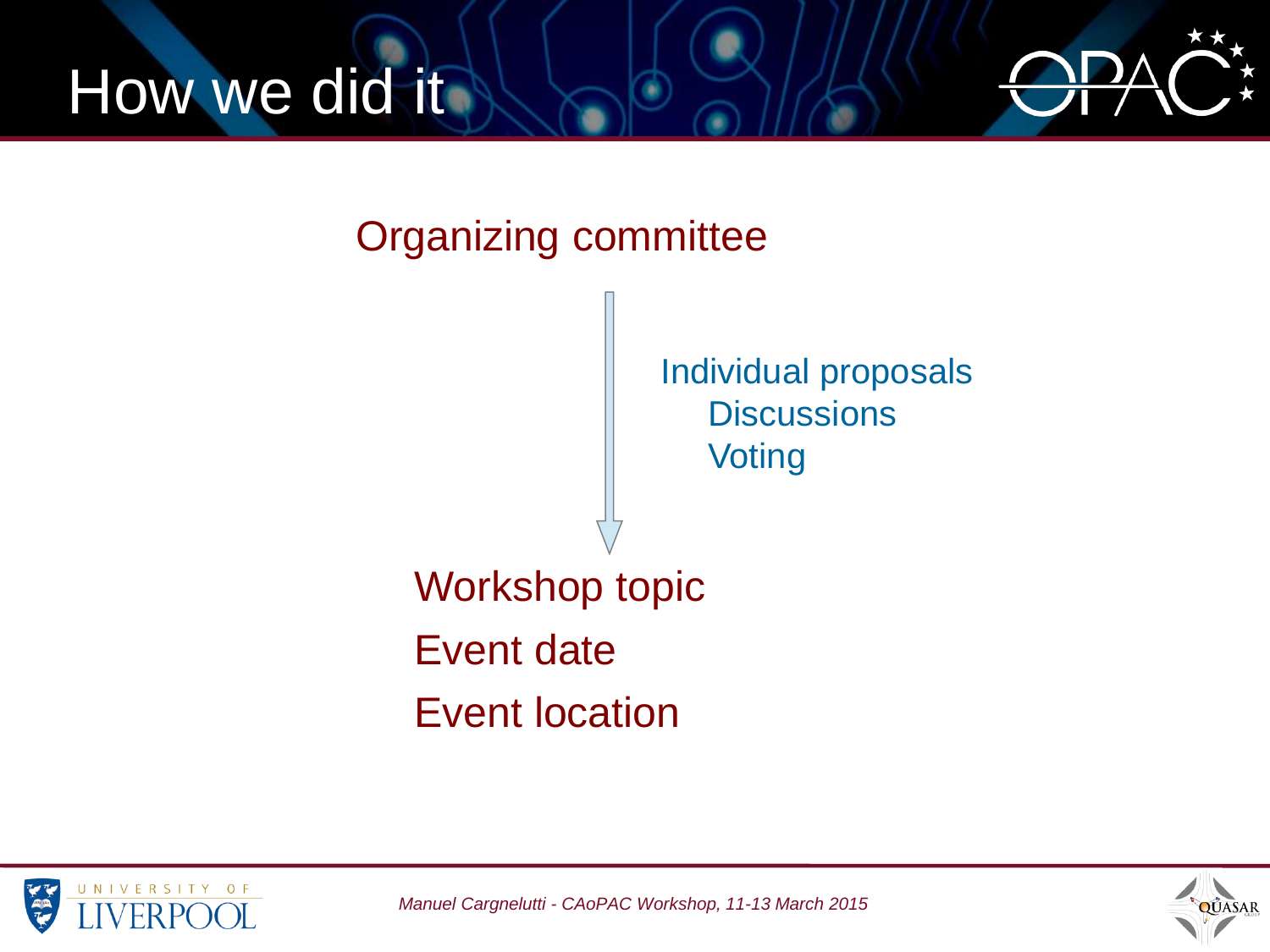# How we did it

Organizing committee

↓

Individual proposals
- Discussions
- Voting

Workshop topic

Event date

Event location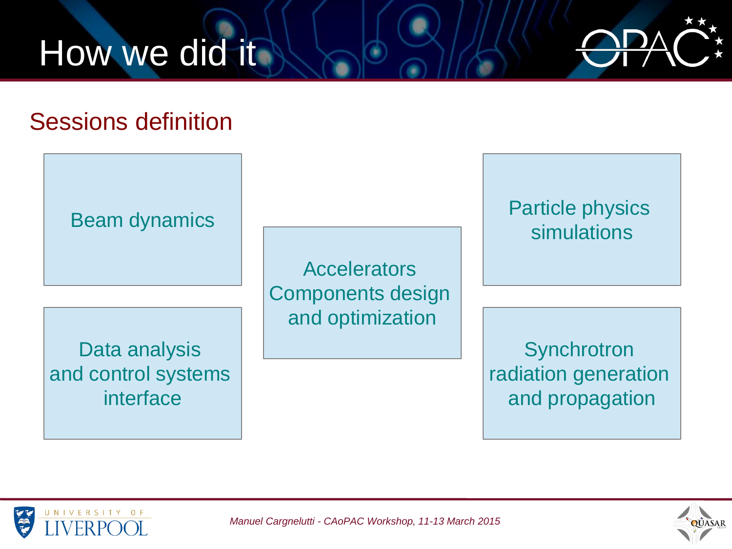# How we did it

## Sessions definition

- Beam dynamics
- Accelerators Components design and optimization
- Particle physics simulations
- Data analysis and control systems interface
- Synchrotron radiation generation and propagation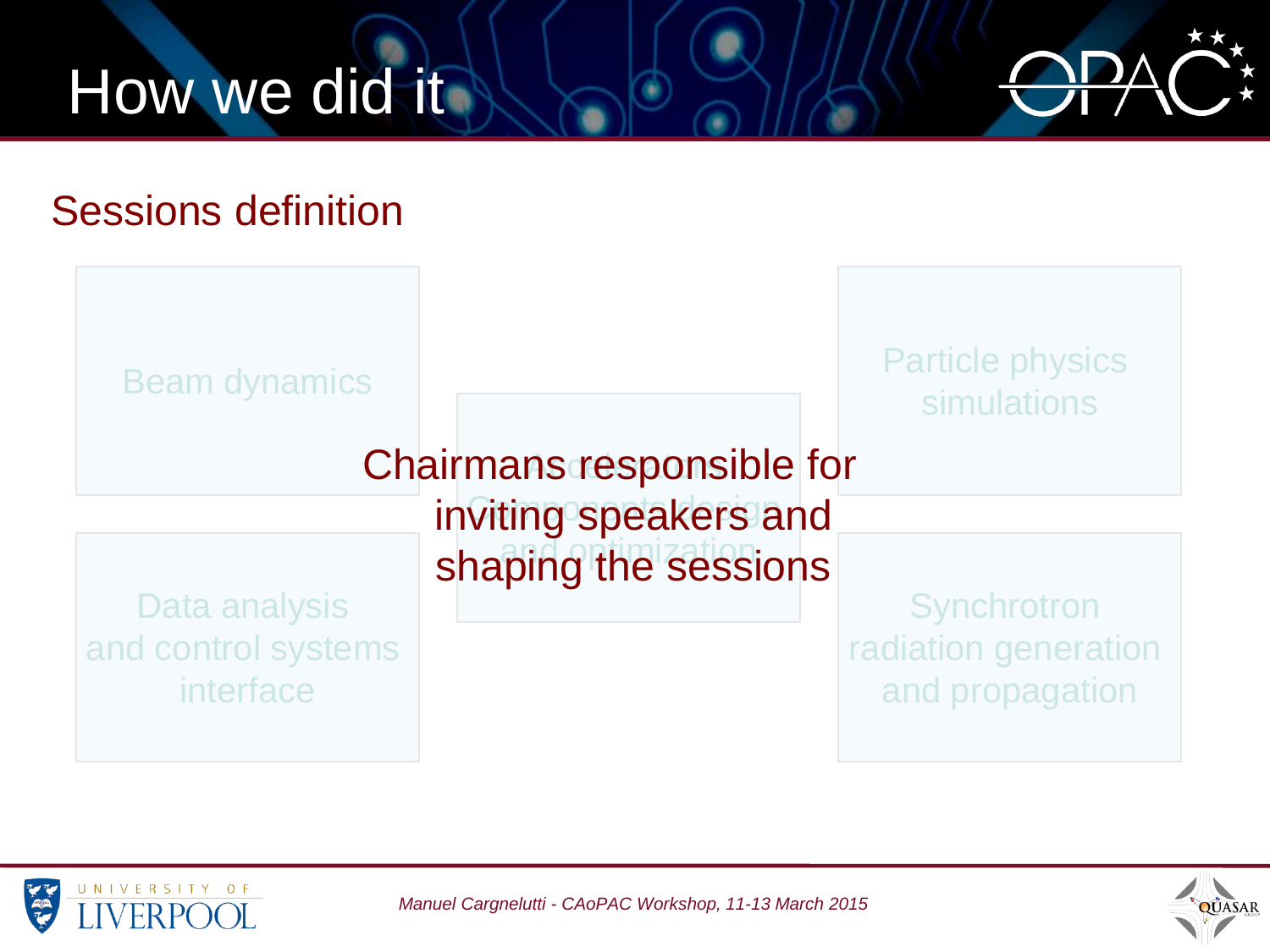# How we did it

## Sessions definition

Beam dynamics

Particle physics simulations

Accelerator Components design and optimization

Data analysis and control systems interface

Synchrotron radiation generation and propagation

Chairmans responsible for inviting speakers and shaping the sessions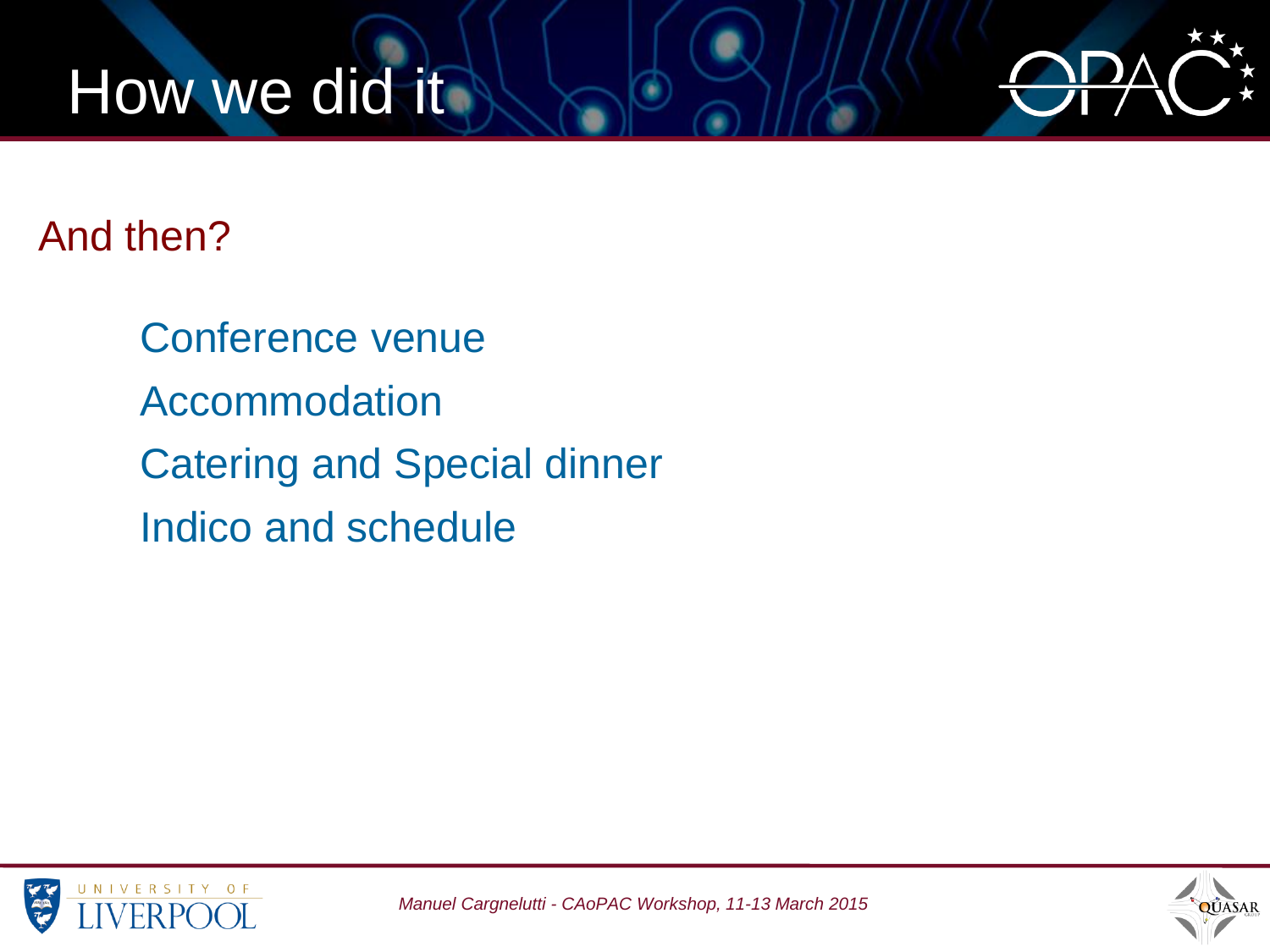# How we did it

## And then?

- Conference venue
- Accommodation
- Catering and Special dinner
- Indico and schedule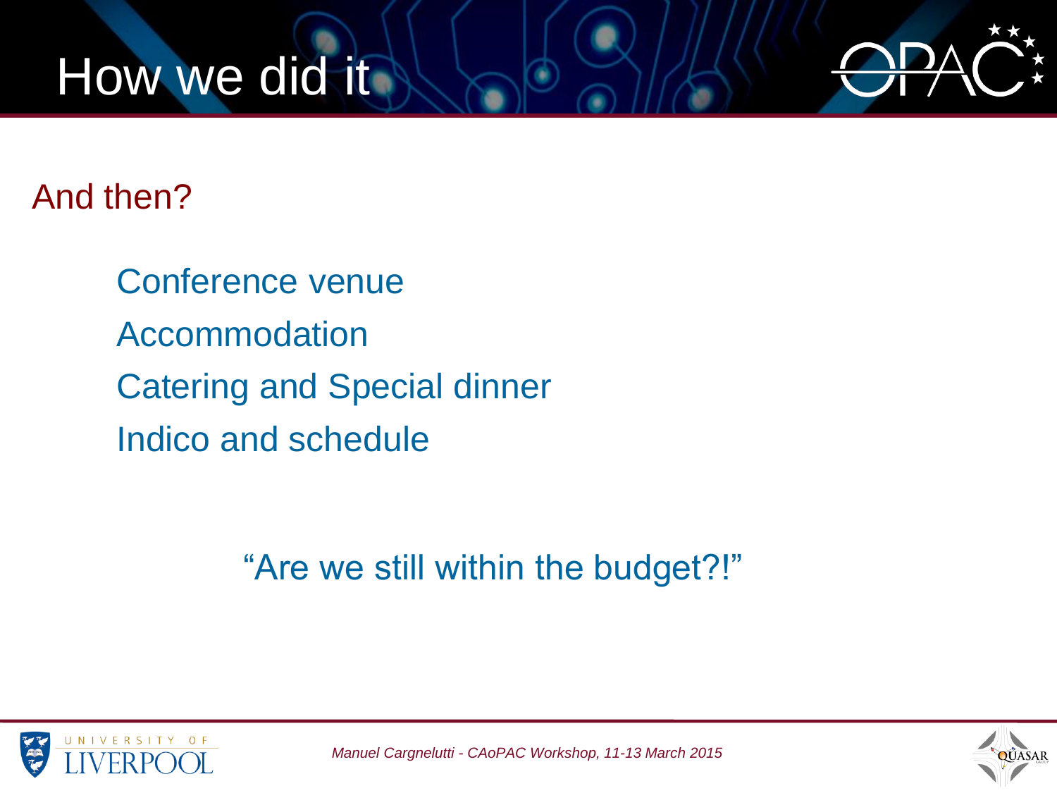# How we did it

## And then?

- Conference venue
- Accommodation
- Catering and Special dinner
- Indico and schedule

"Are we still within the budget?!"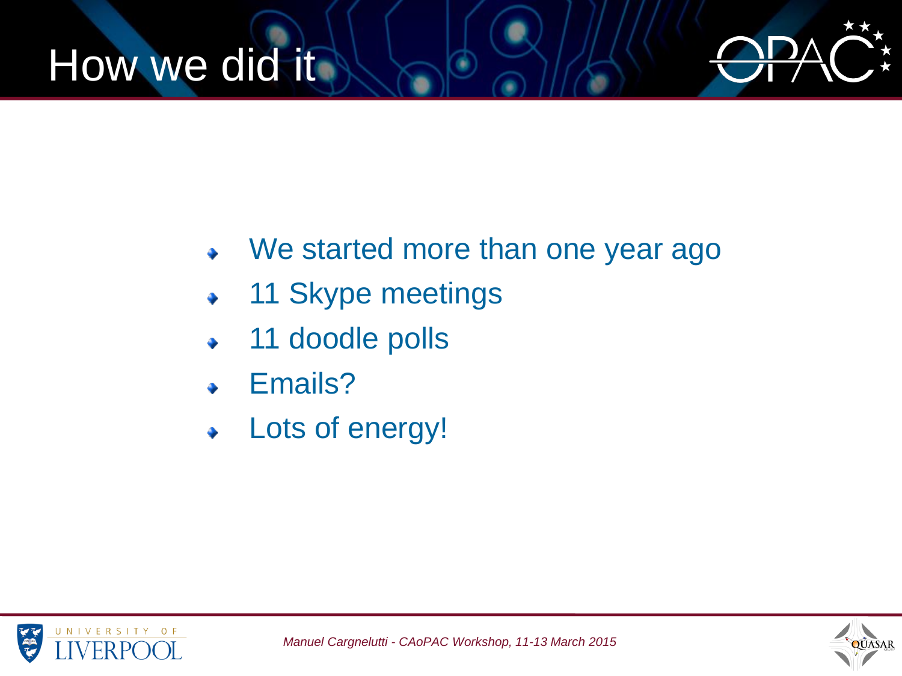# How we did it

- We started more than one year ago
- 11 Skype meetings
- 11 doodle polls
- Emails?
- Lots of energy!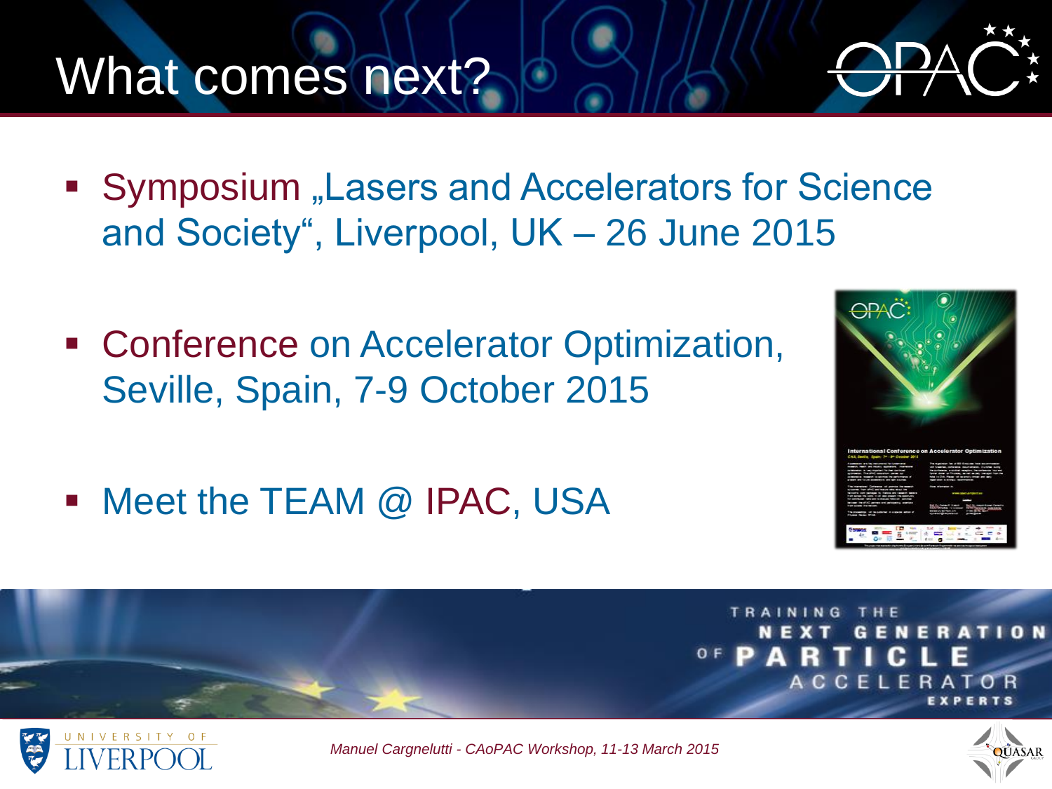# What comes next?

- Symposium „Lasers and Accelerators for Science and Society", Liverpool, UK – 26 June 2015
- Conference on Accelerator Optimization, Seville, Spain, 7-9 October 2015
- Meet the TEAM @ IPAC, USA

TRAINING THE NEXT GENERATION OF PARTICLE ACCELERATOR EXPERTS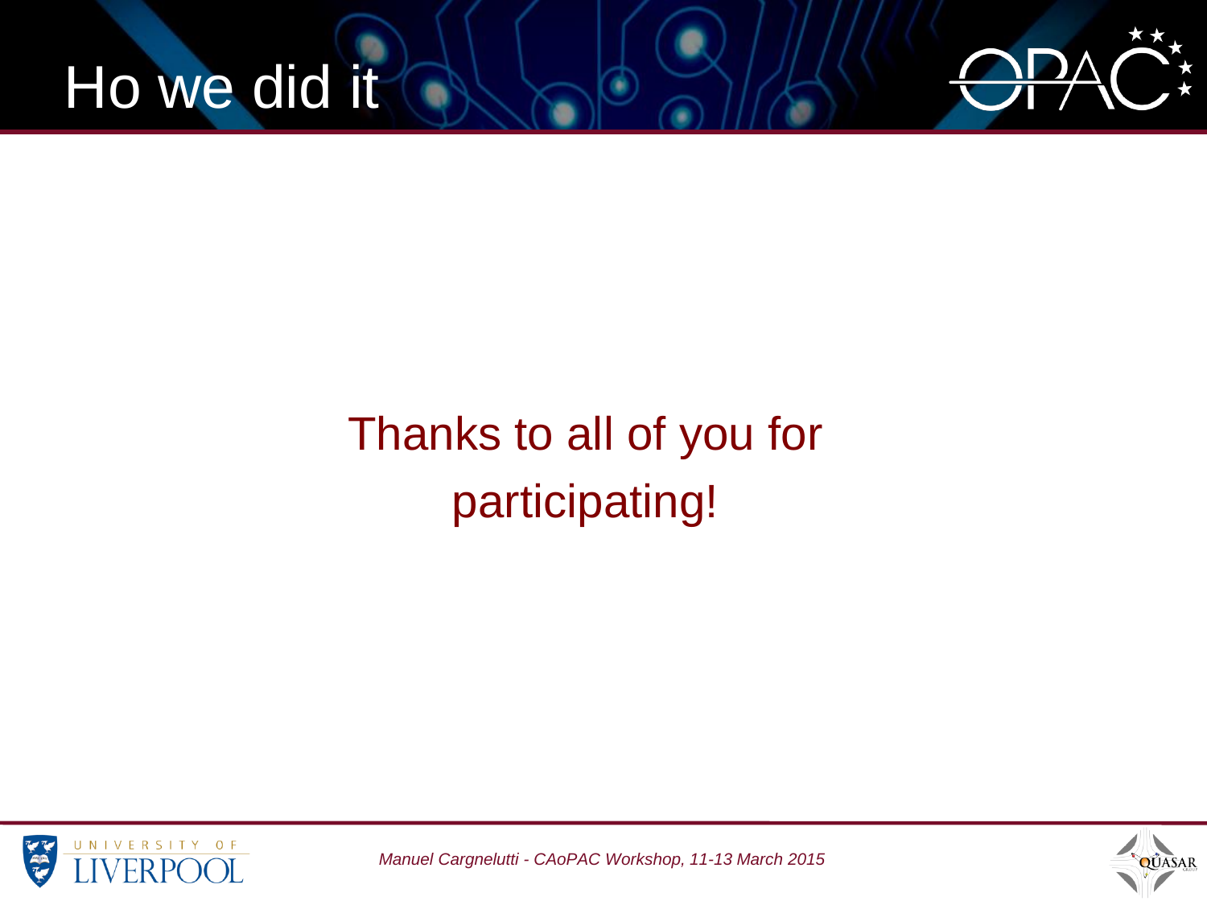# Ho we did it

Thanks to all of you for participating!